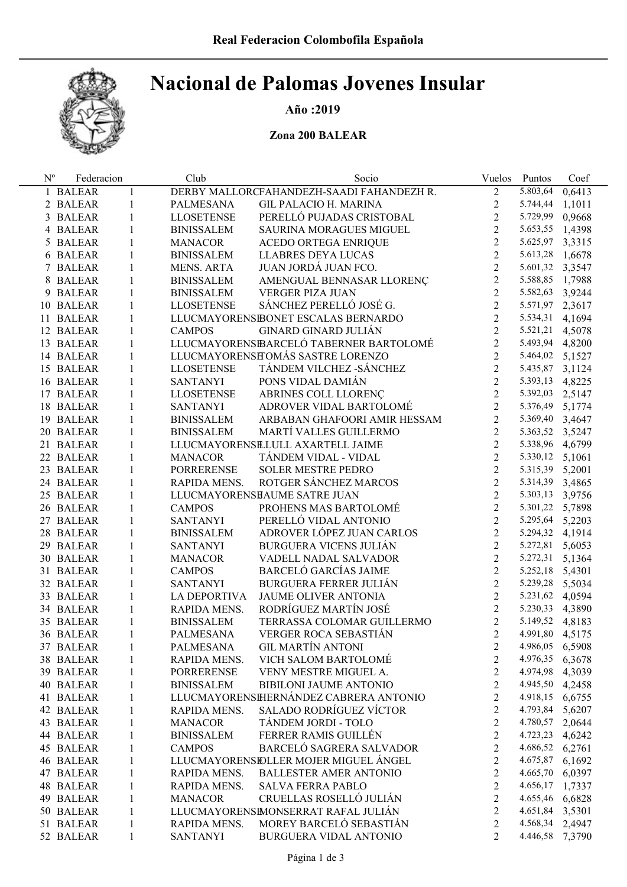Real Federacion Colombofila Española

# Nacional de Palomas Jovenes Insular

**Año :2019**

**Zona 200 BALEAR**

| Nº | Federacion | | Club | Socio | Vuelos | Puntos | Coef |
|---|---|---|---|---|---|---|---|
| 1 | BALEAR | 1 | DERBY MALLORCA | FAHANDEZH-SAADI FAHANDEZH R. | 2 | 5.803,64 | 0,6413 |
| 2 | BALEAR | 1 | PALMESANA | GIL PALACIO H. MARINA | 2 | 5.744,44 | 1,1011 |
| 3 | BALEAR | 1 | LLOSETENSE | PERELLÓ PUJADAS CRISTOBAL | 2 | 5.729,99 | 0,9668 |
| 4 | BALEAR | 1 | BINISSALEM | SAURINA MORAGUES MIGUEL | 2 | 5.653,55 | 1,4398 |
| 5 | BALEAR | 1 | MANACOR | ACEDO ORTEGA ENRIQUE | 2 | 5.625,97 | 3,3315 |
| 6 | BALEAR | 1 | BINISSALEM | LLABRES DEYA LUCAS | 2 | 5.613,28 | 1,6678 |
| 7 | BALEAR | 1 | MENS. ARTA | JUAN JORDÁ JUAN FCO. | 2 | 5.601,32 | 3,3547 |
| 8 | BALEAR | 1 | BINISSALEM | AMENGUAL BENNASAR LLORENÇ | 2 | 5.588,85 | 1,7988 |
| 9 | BALEAR | 1 | BINISSALEM | VERGER PIZA JUAN | 2 | 5.582,63 | 3,9244 |
| 10 | BALEAR | 1 | LLOSETENSE | SÁNCHEZ PERELLÓ JOSÉ G. | 2 | 5.571,97 | 2,3617 |
| 11 | BALEAR | 1 | LLUCMAYORENSE | BONET ESCALAS BERNARDO | 2 | 5.534,31 | 4,1694 |
| 12 | BALEAR | 1 | CAMPOS | GINARD GINARD JULIÁN | 2 | 5.521,21 | 4,5078 |
| 13 | BALEAR | 1 | LLUCMAYORENSE | BARCELÓ TABERNER BARTOLOMÉ | 2 | 5.493,94 | 4,8200 |
| 14 | BALEAR | 1 | LLUCMAYORENSE | TOMÁS SASTRE LORENZO | 2 | 5.464,02 | 5,1527 |
| 15 | BALEAR | 1 | LLOSETENSE | TÁNDEM VILCHEZ -SÁNCHEZ | 2 | 5.435,87 | 3,1124 |
| 16 | BALEAR | 1 | SANTANYI | PONS VIDAL DAMIÁN | 2 | 5.393,13 | 4,8225 |
| 17 | BALEAR | 1 | LLOSETENSE | ABRINES COLL LLORENÇ | 2 | 5.392,03 | 2,5147 |
| 18 | BALEAR | 1 | SANTANYI | ADROVER VIDAL BARTOLOMÉ | 2 | 5.376,49 | 5,1774 |
| 19 | BALEAR | 1 | BINISSALEM | ARBABAN GHAFOORI AMIR HESSAM | 2 | 5.369,40 | 3,4647 |
| 20 | BALEAR | 1 | BINISSALEM | MARTÍ VALLES GUILLERMO | 2 | 5.363,52 | 3,5247 |
| 21 | BALEAR | 1 | LLUCMAYORENSE | LLULL AXARTELL JAIME | 2 | 5.338,96 | 4,6799 |
| 22 | BALEAR | 1 | MANACOR | TÁNDEM VIDAL - VIDAL | 2 | 5.330,12 | 5,1061 |
| 23 | BALEAR | 1 | PORRERENSE | SOLER MESTRE PEDRO | 2 | 5.315,39 | 5,2001 |
| 24 | BALEAR | 1 | RAPIDA MENS. | ROTGER SÁNCHEZ MARCOS | 2 | 5.314,39 | 3,4865 |
| 25 | BALEAR | 1 | LLUCMAYORENSE | JAUME SATRE JUAN | 2 | 5.303,13 | 3,9756 |
| 26 | BALEAR | 1 | CAMPOS | PROHENS MAS BARTOLOMÉ | 2 | 5.301,22 | 5,7898 |
| 27 | BALEAR | 1 | SANTANYI | PERELLÓ VIDAL ANTONIO | 2 | 5.295,64 | 5,2203 |
| 28 | BALEAR | 1 | BINISSALEM | ADROVER LÓPEZ JUAN CARLOS | 2 | 5.294,32 | 4,1914 |
| 29 | BALEAR | 1 | SANTANYI | BURGUERA VICENS JULIÁN | 2 | 5.272,81 | 5,6053 |
| 30 | BALEAR | 1 | MANACOR | VADELL NADAL SALVADOR | 2 | 5.272,31 | 5,1364 |
| 31 | BALEAR | 1 | CAMPOS | BARCELÓ GARCÍAS JAIME | 2 | 5.252,18 | 5,4301 |
| 32 | BALEAR | 1 | SANTANYI | BURGUERA FERRER JULIÁN | 2 | 5.239,28 | 5,5034 |
| 33 | BALEAR | 1 | LA DEPORTIVA | JAUME OLIVER ANTONIA | 2 | 5.231,62 | 4,0594 |
| 34 | BALEAR | 1 | RAPIDA MENS. | RODRÍGUEZ MARTÍN JOSÉ | 2 | 5.230,33 | 4,3890 |
| 35 | BALEAR | 1 | BINISSALEM | TERRASSA COLOMAR GUILLERMO | 2 | 5.149,52 | 4,8183 |
| 36 | BALEAR | 1 | PALMESANA | VERGER ROCA SEBASTIÁN | 2 | 4.991,80 | 4,5175 |
| 37 | BALEAR | 1 | PALMESANA | GIL MARTÍN ANTONI | 2 | 4.986,05 | 6,5908 |
| 38 | BALEAR | 1 | RAPIDA MENS. | VICH SALOM BARTOLOMÉ | 2 | 4.976,35 | 6,3678 |
| 39 | BALEAR | 1 | PORRERENSE | VENY MESTRE MIGUEL A. | 2 | 4.974,98 | 4,3039 |
| 40 | BALEAR | 1 | BINISSALEM | BIBILONI JAUME ANTONIO | 2 | 4.945,50 | 4,2458 |
| 41 | BALEAR | 1 | LLUCMAYORENSE | HERNÁNDEZ CABRERA ANTONIO | 2 | 4.918,15 | 6,6755 |
| 42 | BALEAR | 1 | RAPIDA MENS. | SALADO RODRÍGUEZ VÍCTOR | 2 | 4.793,84 | 5,6207 |
| 43 | BALEAR | 1 | MANACOR | TÁNDEM JORDI - TOLO | 2 | 4.780,57 | 2,0644 |
| 44 | BALEAR | 1 | BINISSALEM | FERRER RAMIS GUILLÉN | 2 | 4.723,23 | 4,6242 |
| 45 | BALEAR | 1 | CAMPOS | BARCELÓ SAGRERA SALVADOR | 2 | 4.686,52 | 6,2761 |
| 46 | BALEAR | 1 | LLUCMAYORENSE | OLLER MOJER MIGUEL ÁNGEL | 2 | 4.675,87 | 6,1692 |
| 47 | BALEAR | 1 | RAPIDA MENS. | BALLESTER AMER ANTONIO | 2 | 4.665,70 | 6,0397 |
| 48 | BALEAR | 1 | RAPIDA MENS. | SALVA FERRA PABLO | 2 | 4.656,17 | 1,7337 |
| 49 | BALEAR | 1 | MANACOR | CRUELLAS ROSELLÓ JULIÁN | 2 | 4.655,46 | 6,6828 |
| 50 | BALEAR | 1 | LLUCMAYORENSE | MONSERRAT RAFAL JULIÁN | 2 | 4.651,84 | 3,5301 |
| 51 | BALEAR | 1 | RAPIDA MENS. | MOREY BARCELÓ SEBASTIÁN | 2 | 4.568,34 | 2,4947 |
| 52 | BALEAR | 1 | SANTANYI | BURGUERA VIDAL ANTONIO | 2 | 4.446,58 | 7,3790 |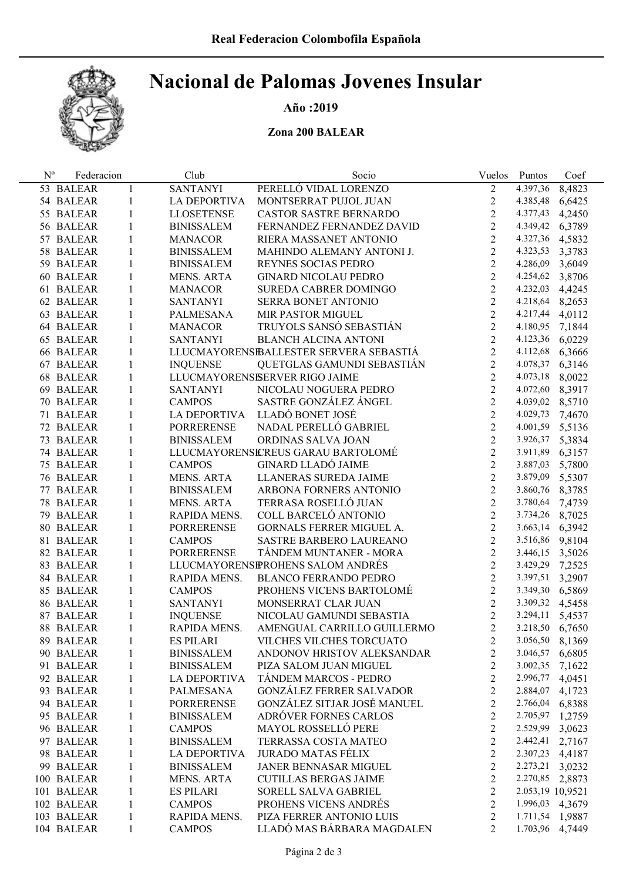**Real Federacion Colombofila Española**

# Nacional de Palomas Jovenes Insular

**Año :2019**

**Zona 200 BALEAR**

| Nº | Federacion | | Club | Socio | Vuelos | Puntos | Coef |
|---|---|---|---|---|---|---|---|
| 53 | BALEAR | 1 | SANTANYI | PERELLÓ VIDAL LORENZO | 2 | 4.397,36 | 8,4823 |
| 54 | BALEAR | 1 | LA DEPORTIVA | MONTSERRAT PUJOL JUAN | 2 | 4.385,48 | 6,6425 |
| 55 | BALEAR | 1 | LLOSETENSE | CASTOR SASTRE BERNARDO | 2 | 4.377,43 | 4,2450 |
| 56 | BALEAR | 1 | BINISSALEM | FERNANDEZ FERNANDEZ DAVID | 2 | 4.349,42 | 6,3789 |
| 57 | BALEAR | 1 | MANACOR | RIERA MASSANET ANTONIO | 2 | 4.327,36 | 4,5832 |
| 58 | BALEAR | 1 | BINISSALEM | MAHINDO ALEMANY ANTONI J. | 2 | 4.323,53 | 3,3783 |
| 59 | BALEAR | 1 | BINISSALEM | REYNES SOCIAS PEDRO | 2 | 4.286,09 | 3,6049 |
| 60 | BALEAR | 1 | MENS. ARTA | GINARD NICOLAU PEDRO | 2 | 4.254,62 | 3,8706 |
| 61 | BALEAR | 1 | MANACOR | SUREDA CABRER DOMINGO | 2 | 4.232,03 | 4,4245 |
| 62 | BALEAR | 1 | SANTANYI | SERRA BONET ANTONIO | 2 | 4.218,64 | 8,2653 |
| 63 | BALEAR | 1 | PALMESANA | MIR PASTOR MIGUEL | 2 | 4.217,44 | 4,0112 |
| 64 | BALEAR | 1 | MANACOR | TRUYOLS SANSÓ SEBASTIÁN | 2 | 4.180,95 | 7,1844 |
| 65 | BALEAR | 1 | SANTANYI | BLANCH ALCINA ANTONI | 2 | 4.123,36 | 6,0229 |
| 66 | BALEAR | 1 | LLUCMAYORENSE | BALLESTER SERVERA SEBASTIÁ | 2 | 4.112,68 | 6,3666 |
| 67 | BALEAR | 1 | INQUENSE | QUETGLAS GAMUNDI SEBASTIÁN | 2 | 4.078,37 | 6,3146 |
| 68 | BALEAR | 1 | LLUCMAYORENSE | SERVER RIGO JAIME | 2 | 4.073,18 | 8,0022 |
| 69 | BALEAR | 1 | SANTANYI | NICOLAU NOGUERA PEDRO | 2 | 4.072,60 | 8,3917 |
| 70 | BALEAR | 1 | CAMPOS | SASTRE GONZÁLEZ ÁNGEL | 2 | 4.039,02 | 8,5710 |
| 71 | BALEAR | 1 | LA DEPORTIVA | LLADÓ BONET JOSÉ | 2 | 4.029,73 | 7,4670 |
| 72 | BALEAR | 1 | PORRERENSE | NADAL PERELLÓ GABRIEL | 2 | 4.001,59 | 5,5136 |
| 73 | BALEAR | 1 | BINISSALEM | ORDINAS SALVA JOAN | 2 | 3.926,37 | 5,3834 |
| 74 | BALEAR | 1 | LLUCMAYORENSE | CREUS GARAU BARTOLOMÉ | 2 | 3.911,89 | 6,3157 |
| 75 | BALEAR | 1 | CAMPOS | GINARD LLADÓ JAIME | 2 | 3.887,03 | 5,7800 |
| 76 | BALEAR | 1 | MENS. ARTA | LLANERAS SUREDA JAIME | 2 | 3.879,09 | 5,5307 |
| 77 | BALEAR | 1 | BINISSALEM | ARBONA FORNERS ANTONIO | 2 | 3.860,76 | 8,3785 |
| 78 | BALEAR | 1 | MENS. ARTA | TERRASA ROSELLÓ JUAN | 2 | 3.780,64 | 7,4739 |
| 79 | BALEAR | 1 | RAPIDA MENS. | COLL BARCELÓ ANTONIO | 2 | 3.734,26 | 8,7025 |
| 80 | BALEAR | 1 | PORRERENSE | GORNALS FERRER MIGUEL A. | 2 | 3.663,14 | 6,3942 |
| 81 | BALEAR | 1 | CAMPOS | SASTRE BARBERO LAUREANO | 2 | 3.516,86 | 9,8104 |
| 82 | BALEAR | 1 | PORRERENSE | TÁNDEM MUNTANER - MORA | 2 | 3.446,15 | 3,5026 |
| 83 | BALEAR | 1 | LLUCMAYORENSE | PROHENS SALOM ANDRÉS | 2 | 3.429,29 | 7,2525 |
| 84 | BALEAR | 1 | RAPIDA MENS. | BLANCO FERRANDO PEDRO | 2 | 3.397,51 | 3,2907 |
| 85 | BALEAR | 1 | CAMPOS | PROHENS VICENS BARTOLOMÉ | 2 | 3.349,30 | 6,5869 |
| 86 | BALEAR | 1 | SANTANYI | MONSERRAT CLAR JUAN | 2 | 3.309,32 | 4,5458 |
| 87 | BALEAR | 1 | INQUENSE | NICOLAU GAMUNDI SEBASTIA | 2 | 3.294,11 | 5,4537 |
| 88 | BALEAR | 1 | RAPIDA MENS. | AMENGUAL CARRILLO GUILLERMO | 2 | 3.218,50 | 6,7650 |
| 89 | BALEAR | 1 | ES PILARI | VILCHES VILCHES TORCUATO | 2 | 3.056,50 | 8,1369 |
| 90 | BALEAR | 1 | BINISSALEM | ANDONOV HRISTOV ALEKSANDAR | 2 | 3.046,57 | 6,6805 |
| 91 | BALEAR | 1 | BINISSALEM | PIZA SALOM JUAN MIGUEL | 2 | 3.002,35 | 7,1622 |
| 92 | BALEAR | 1 | LA DEPORTIVA | TÁNDEM MARCOS - PEDRO | 2 | 2.996,77 | 4,0451 |
| 93 | BALEAR | 1 | PALMESANA | GONZÁLEZ FERRER SALVADOR | 2 | 2.884,07 | 4,1723 |
| 94 | BALEAR | 1 | PORRERENSE | GONZÁLEZ SITJAR JOSÉ MANUEL | 2 | 2.766,04 | 6,8388 |
| 95 | BALEAR | 1 | BINISSALEM | ADRÓVER FORNES CARLOS | 2 | 2.705,97 | 1,2759 |
| 96 | BALEAR | 1 | CAMPOS | MAYOL ROSSELLÓ PERE | 2 | 2.529,99 | 3,0623 |
| 97 | BALEAR | 1 | BINISSALEM | TERRASSA COSTA MATEO | 2 | 2.442,41 | 2,7167 |
| 98 | BALEAR | 1 | LA DEPORTIVA | JURADO MATAS FÉLIX | 2 | 2.307,23 | 4,4187 |
| 99 | BALEAR | 1 | BINISSALEM | JANER BENNASAR MIGUEL | 2 | 2.273,21 | 3,0232 |
| 100 | BALEAR | 1 | MENS. ARTA | CUTILLAS BERGAS JAIME | 2 | 2.270,85 | 2,8873 |
| 101 | BALEAR | 1 | ES PILARI | SORELL SALVA GABRIEL | 2 | 2.053,19 | 10,9521 |
| 102 | BALEAR | 1 | CAMPOS | PROHENS VICENS ANDRÉS | 2 | 1.996,03 | 4,3679 |
| 103 | BALEAR | 1 | RAPIDA MENS. | PIZA FERRER ANTONIO LUIS | 2 | 1.711,54 | 1,9887 |
| 104 | BALEAR | 1 | CAMPOS | LLADÓ MAS BÁRBARA MAGDALEN | 2 | 1.703,96 | 4,7449 |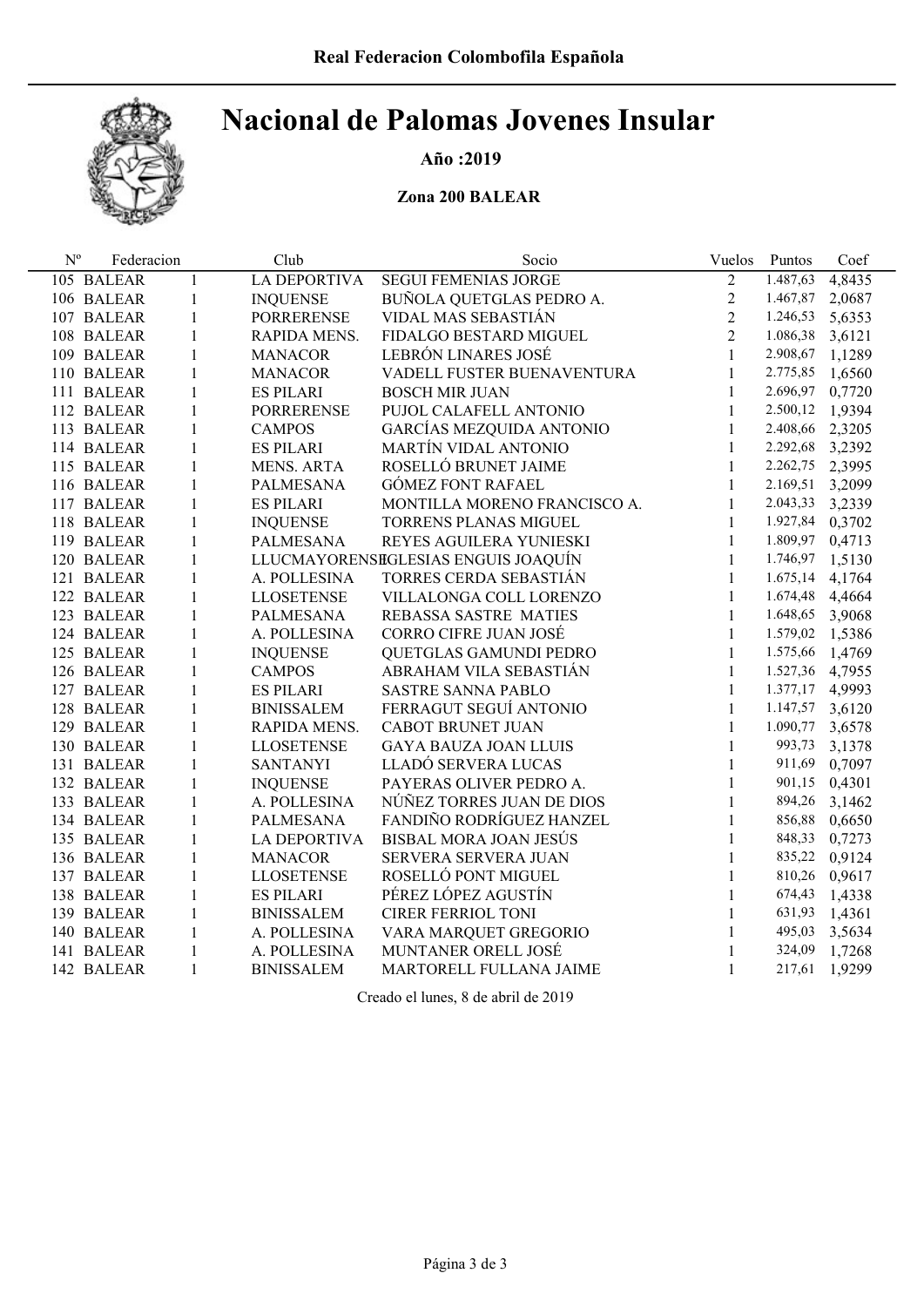Real Federacion Colombofila Española

# Nacional de Palomas Jovenes Insular

**Año :2019**

**Zona 200 BALEAR**

| Nº | Federacion | | Club | Socio | Vuelos | Puntos | Coef |
|---|---|---|---|---|---|---|---|
| 105 | BALEAR | 1 | LA DEPORTIVA | SEGUI FEMENIAS JORGE | 2 | 1.487,63 | 4,8435 |
| 106 | BALEAR | 1 | INQUENSE | BUÑOLA QUETGLAS PEDRO A. | 2 | 1.467,87 | 2,0687 |
| 107 | BALEAR | 1 | PORRERENSE | VIDAL MAS SEBASTIÁN | 2 | 1.246,53 | 5,6353 |
| 108 | BALEAR | 1 | RAPIDA MENS. | FIDALGO BESTARD MIGUEL | 2 | 1.086,38 | 3,6121 |
| 109 | BALEAR | 1 | MANACOR | LEBRÓN LINARES JOSÉ | 1 | 2.908,67 | 1,1289 |
| 110 | BALEAR | 1 | MANACOR | VADELL FUSTER BUENAVENTURA | 1 | 2.775,85 | 1,6560 |
| 111 | BALEAR | 1 | ES PILARI | BOSCH MIR JUAN | 1 | 2.696,97 | 0,7720 |
| 112 | BALEAR | 1 | PORRERENSE | PUJOL CALAFELL ANTONIO | 1 | 2.500,12 | 1,9394 |
| 113 | BALEAR | 1 | CAMPOS | GARCÍAS MEZQUIDA ANTONIO | 1 | 2.408,66 | 2,3205 |
| 114 | BALEAR | 1 | ES PILARI | MARTÍN VIDAL ANTONIO | 1 | 2.292,68 | 3,2392 |
| 115 | BALEAR | 1 | MENS. ARTA | ROSELLÓ BRUNET JAIME | 1 | 2.262,75 | 2,3995 |
| 116 | BALEAR | 1 | PALMESANA | GÓMEZ FONT RAFAEL | 1 | 2.169,51 | 3,2099 |
| 117 | BALEAR | 1 | ES PILARI | MONTILLA MORENO FRANCISCO A. | 1 | 2.043,33 | 3,2339 |
| 118 | BALEAR | 1 | INQUENSE | TORRENS PLANAS MIGUEL | 1 | 1.927,84 | 0,3702 |
| 119 | BALEAR | 1 | PALMESANA | REYES AGUILERA YUNIESKI | 1 | 1.809,97 | 0,4713 |
| 120 | BALEAR | 1 | LLUCMAYORENSE | IGLESIAS ENGUIS JOAQUÍN | 1 | 1.746,97 | 1,5130 |
| 121 | BALEAR | 1 | A. POLLESINA | TORRES CERDA SEBASTIÁN | 1 | 1.675,14 | 4,1764 |
| 122 | BALEAR | 1 | LLOSETENSE | VILLALONGA COLL LORENZO | 1 | 1.674,48 | 4,4664 |
| 123 | BALEAR | 1 | PALMESANA | REBASSA SASTRE MATIES | 1 | 1.648,65 | 3,9068 |
| 124 | BALEAR | 1 | A. POLLESINA | CORRO CIFRE JUAN JOSÉ | 1 | 1.579,02 | 1,5386 |
| 125 | BALEAR | 1 | INQUENSE | QUETGLAS GAMUNDI PEDRO | 1 | 1.575,66 | 1,4769 |
| 126 | BALEAR | 1 | CAMPOS | ABRAHAM VILA SEBASTIÁN | 1 | 1.527,36 | 4,7955 |
| 127 | BALEAR | 1 | ES PILARI | SASTRE SANNA PABLO | 1 | 1.377,17 | 4,9993 |
| 128 | BALEAR | 1 | BINISSALEM | FERRAGUT SEGUÍ ANTONIO | 1 | 1.147,57 | 3,6120 |
| 129 | BALEAR | 1 | RAPIDA MENS. | CABOT BRUNET JUAN | 1 | 1.090,77 | 3,6578 |
| 130 | BALEAR | 1 | LLOSETENSE | GAYA BAUZA JOAN LLUIS | 1 | 993,73 | 3,1378 |
| 131 | BALEAR | 1 | SANTANYI | LLADÓ SERVERA LUCAS | 1 | 911,69 | 0,7097 |
| 132 | BALEAR | 1 | INQUENSE | PAYERAS OLIVER PEDRO A. | 1 | 901,15 | 0,4301 |
| 133 | BALEAR | 1 | A. POLLESINA | NÚÑEZ TORRES JUAN DE DIOS | 1 | 894,26 | 3,1462 |
| 134 | BALEAR | 1 | PALMESANA | FANDIÑO RODRÍGUEZ HANZEL | 1 | 856,88 | 0,6650 |
| 135 | BALEAR | 1 | LA DEPORTIVA | BISBAL MORA JOAN JESÚS | 1 | 848,33 | 0,7273 |
| 136 | BALEAR | 1 | MANACOR | SERVERA SERVERA JUAN | 1 | 835,22 | 0,9124 |
| 137 | BALEAR | 1 | LLOSETENSE | ROSELLÓ PONT MIGUEL | 1 | 810,26 | 0,9617 |
| 138 | BALEAR | 1 | ES PILARI | PÉREZ LÓPEZ AGUSTÍN | 1 | 674,43 | 1,4338 |
| 139 | BALEAR | 1 | BINISSALEM | CIRER FERRIOL TONI | 1 | 631,93 | 1,4361 |
| 140 | BALEAR | 1 | A. POLLESINA | VARA MARQUET GREGORIO | 1 | 495,03 | 3,5634 |
| 141 | BALEAR | 1 | A. POLLESINA | MUNTANER ORELL JOSÉ | 1 | 324,09 | 1,7268 |
| 142 | BALEAR | 1 | BINISSALEM | MARTORELL FULLANA JAIME | 1 | 217,61 | 1,9299 |

Creado el lunes, 8 de abril de 2019